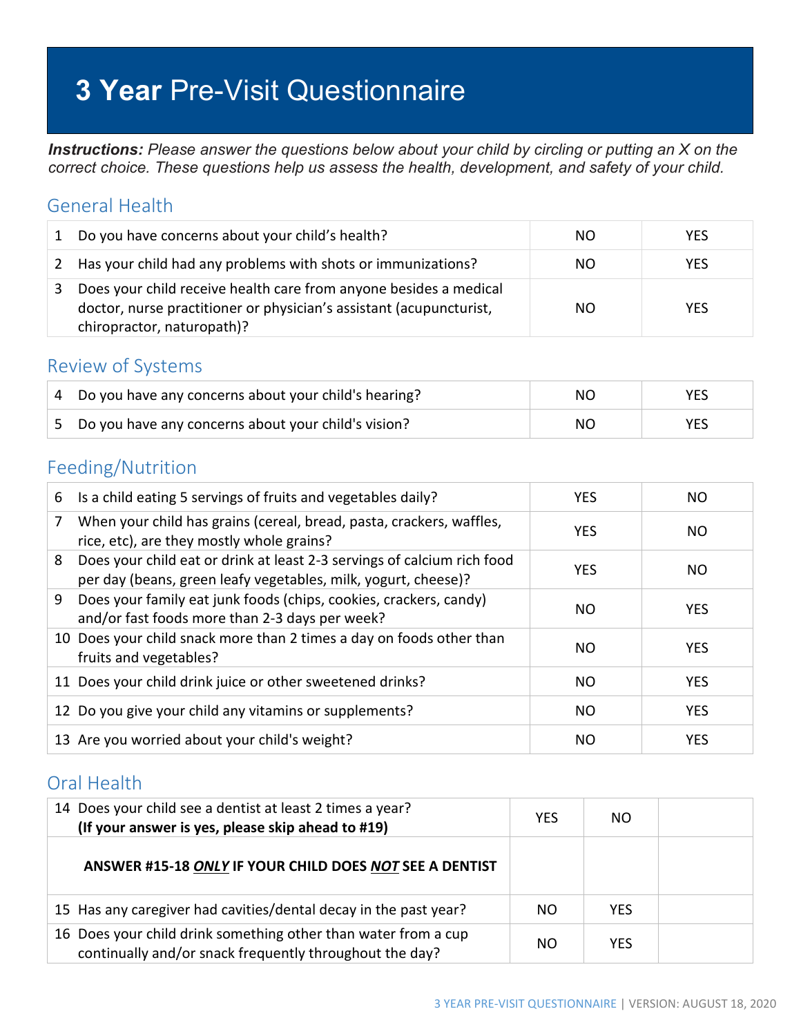# **3 Year** Pre-Visit Questionnaire

***Instructions:*** *Please answer the questions below about your child by circling or putting an X on the correct choice. These questions help us assess the health, development, and safety of your child.*

## General Health

| | | | |
|---|---|---|---|
| 1 | Do you have concerns about your child's health? | NO | YES |
| 2 | Has your child had any problems with shots or immunizations? | NO | YES |
| 3 | Does your child receive health care from anyone besides a medical doctor, nurse practitioner or physician's assistant (acupuncturist, chiropractor, naturopath)? | NO | YES |

## Review of Systems

| | | | |
|---|---|---|---|
| 4 | Do you have any concerns about your child's hearing? | NO | YES |
| 5 | Do you have any concerns about your child's vision? | NO | YES |

## Feeding/Nutrition

| | | | |
|---|---|---|---|
| 6 | Is a child eating 5 servings of fruits and vegetables daily? | YES | NO |
| 7 | When your child has grains (cereal, bread, pasta, crackers, waffles, rice, etc), are they mostly whole grains? | YES | NO |
| 8 | Does your child eat or drink at least 2-3 servings of calcium rich food per day (beans, green leafy vegetables, milk, yogurt, cheese)? | YES | NO |
| 9 | Does your family eat junk foods (chips, cookies, crackers, candy) and/or fast foods more than 2-3 days per week? | NO | YES |
| 10 | Does your child snack more than 2 times a day on foods other than fruits and vegetables? | NO | YES |
| 11 | Does your child drink juice or other sweetened drinks? | NO | YES |
| 12 | Do you give your child any vitamins or supplements? | NO | YES |
| 13 | Are you worried about your child's weight? | NO | YES |

## Oral Health

| | | | | |
|---|---|---|---|---|
| 14 | Does your child see a dentist at least 2 times a year? **(If your answer is yes, please skip ahead to #19)** | YES | NO | |
| | **ANSWER #15-18 *ONLY* IF YOUR CHILD DOES *NOT* SEE A DENTIST** | | | |
| 15 | Has any caregiver had cavities/dental decay in the past year? | NO | YES | |
| 16 | Does your child drink something other than water from a cup continually and/or snack frequently throughout the day? | NO | YES | |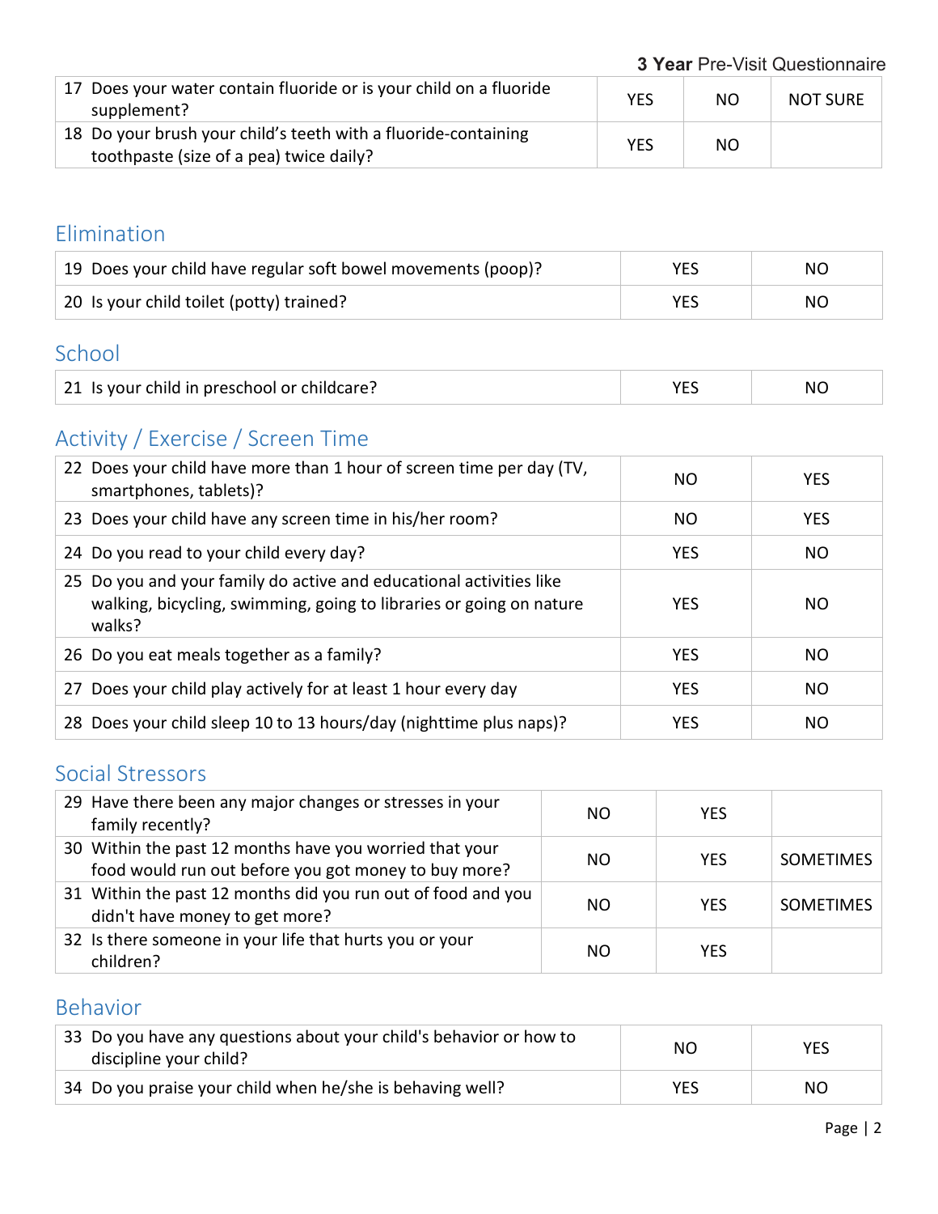| | | | |
|---|---|---|---|
| 17 Does your water contain fluoride or is your child on a fluoride supplement? | YES | NO | NOT SURE |
| 18 Do your brush your child's teeth with a fluoride-containing toothpaste (size of a pea) twice daily? | YES | NO | |

## Elimination

| | | |
|---|---|---|
| 19 Does your child have regular soft bowel movements (poop)? | YES | NO |
| 20 Is your child toilet (potty) trained? | YES | NO |

## School

| | | |
|---|---|---|
| 21 Is your child in preschool or childcare? | YES | NO |

## Activity / Exercise / Screen Time

| | | |
|---|---|---|
| 22 Does your child have more than 1 hour of screen time per day (TV, smartphones, tablets)? | NO | YES |
| 23 Does your child have any screen time in his/her room? | NO | YES |
| 24 Do you read to your child every day? | YES | NO |
| 25 Do you and your family do active and educational activities like walking, bicycling, swimming, going to libraries or going on nature walks? | YES | NO |
| 26 Do you eat meals together as a family? | YES | NO |
| 27 Does your child play actively for at least 1 hour every day | YES | NO |
| 28 Does your child sleep 10 to 13 hours/day (nighttime plus naps)? | YES | NO |

## Social Stressors

| | | | |
|---|---|---|---|
| 29 Have there been any major changes or stresses in your family recently? | NO | YES | |
| 30 Within the past 12 months have you worried that your food would run out before you got money to buy more? | NO | YES | SOMETIMES |
| 31 Within the past 12 months did you run out of food and you didn't have money to get more? | NO | YES | SOMETIMES |
| 32 Is there someone in your life that hurts you or your children? | NO | YES | |

## Behavior

| | | |
|---|---|---|
| 33 Do you have any questions about your child's behavior or how to discipline your child? | NO | YES |
| 34 Do you praise your child when he/she is behaving well? | YES | NO |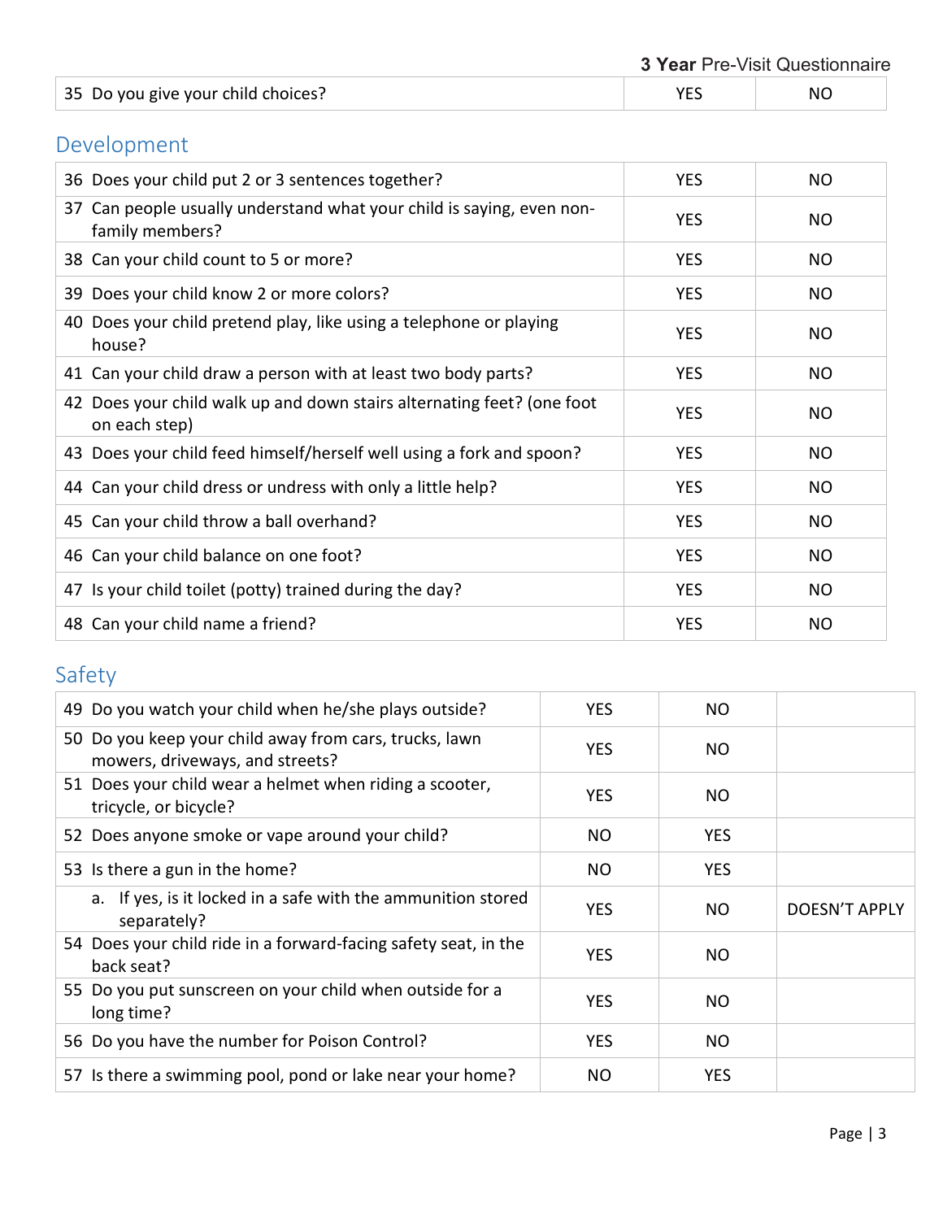| 35 Do you give your child choices? | YES | NO |
|---|---|---|

## Development

| 36 Does your child put 2 or 3 sentences together? | YES | NO |
|---|---|---|
| 37 Can people usually understand what your child is saying, even non-family members? | YES | NO |
| 38 Can your child count to 5 or more? | YES | NO |
| 39 Does your child know 2 or more colors? | YES | NO |
| 40 Does your child pretend play, like using a telephone or playing house? | YES | NO |
| 41 Can your child draw a person with at least two body parts? | YES | NO |
| 42 Does your child walk up and down stairs alternating feet? (one foot on each step) | YES | NO |
| 43 Does your child feed himself/herself well using a fork and spoon? | YES | NO |
| 44 Can your child dress or undress with only a little help? | YES | NO |
| 45 Can your child throw a ball overhand? | YES | NO |
| 46 Can your child balance on one foot? | YES | NO |
| 47 Is your child toilet (potty) trained during the day? | YES | NO |
| 48 Can your child name a friend? | YES | NO |

## Safety

| 49 Do you watch your child when he/she plays outside? | YES | NO | |
|---|---|---|---|
| 50 Do you keep your child away from cars, trucks, lawn mowers, driveways, and streets? | YES | NO | |
| 51 Does your child wear a helmet when riding a scooter, tricycle, or bicycle? | YES | NO | |
| 52 Does anyone smoke or vape around your child? | NO | YES | |
| 53 Is there a gun in the home? | NO | YES | |
| a. If yes, is it locked in a safe with the ammunition stored separately? | YES | NO | DOESN'T APPLY |
| 54 Does your child ride in a forward-facing safety seat, in the back seat? | YES | NO | |
| 55 Do you put sunscreen on your child when outside for a long time? | YES | NO | |
| 56 Do you have the number for Poison Control? | YES | NO | |
| 57 Is there a swimming pool, pond or lake near your home? | NO | YES | |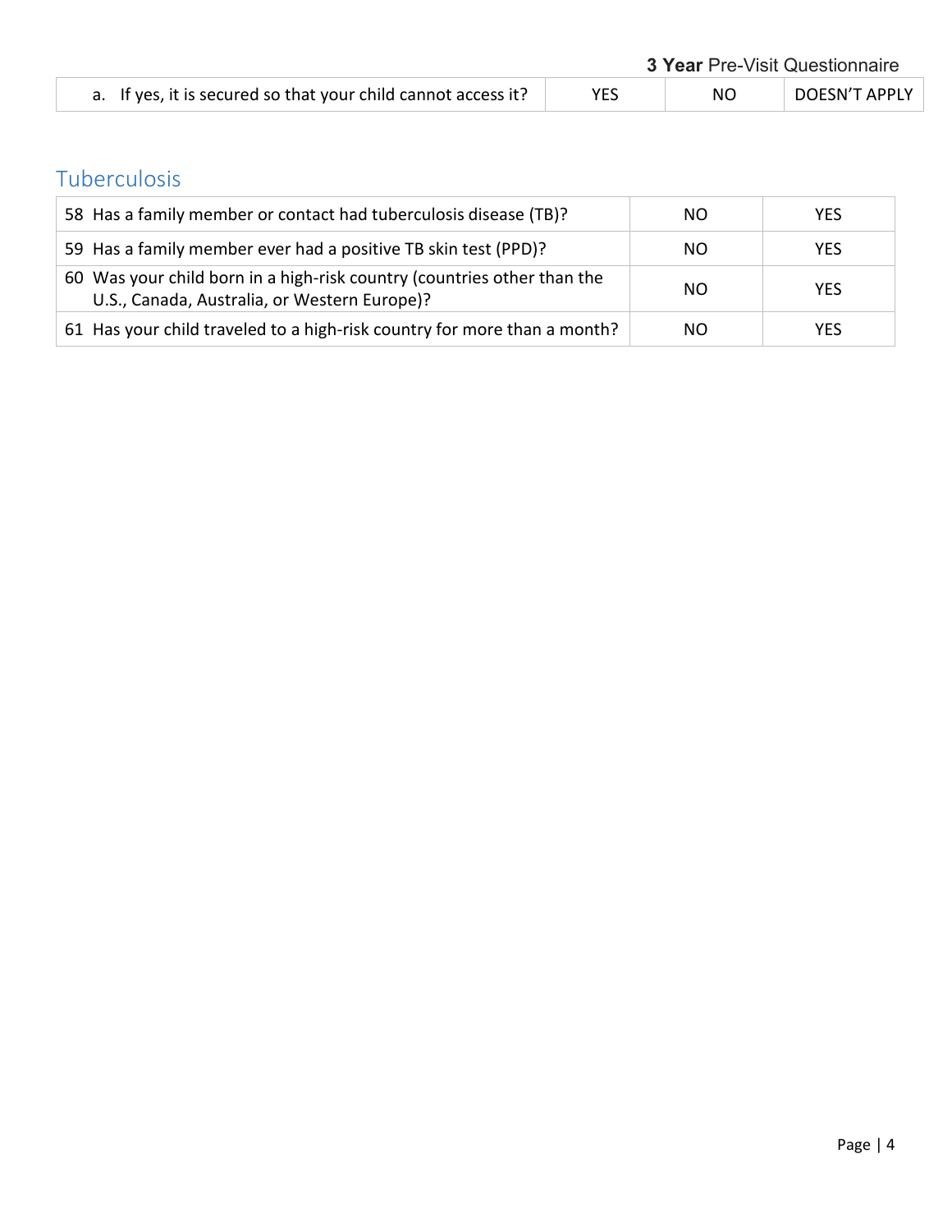| | | | |
|---|---|---|---|
| a. If yes, it is secured so that your child cannot access it? | YES | NO | DOESN'T APPLY |

## Tuberculosis

| | | |
|---|---|---|
| 58 Has a family member or contact had tuberculosis disease (TB)? | NO | YES |
| 59 Has a family member ever had a positive TB skin test (PPD)? | NO | YES |
| 60 Was your child born in a high-risk country (countries other than the U.S., Canada, Australia, or Western Europe)? | NO | YES |
| 61 Has your child traveled to a high-risk country for more than a month? | NO | YES |